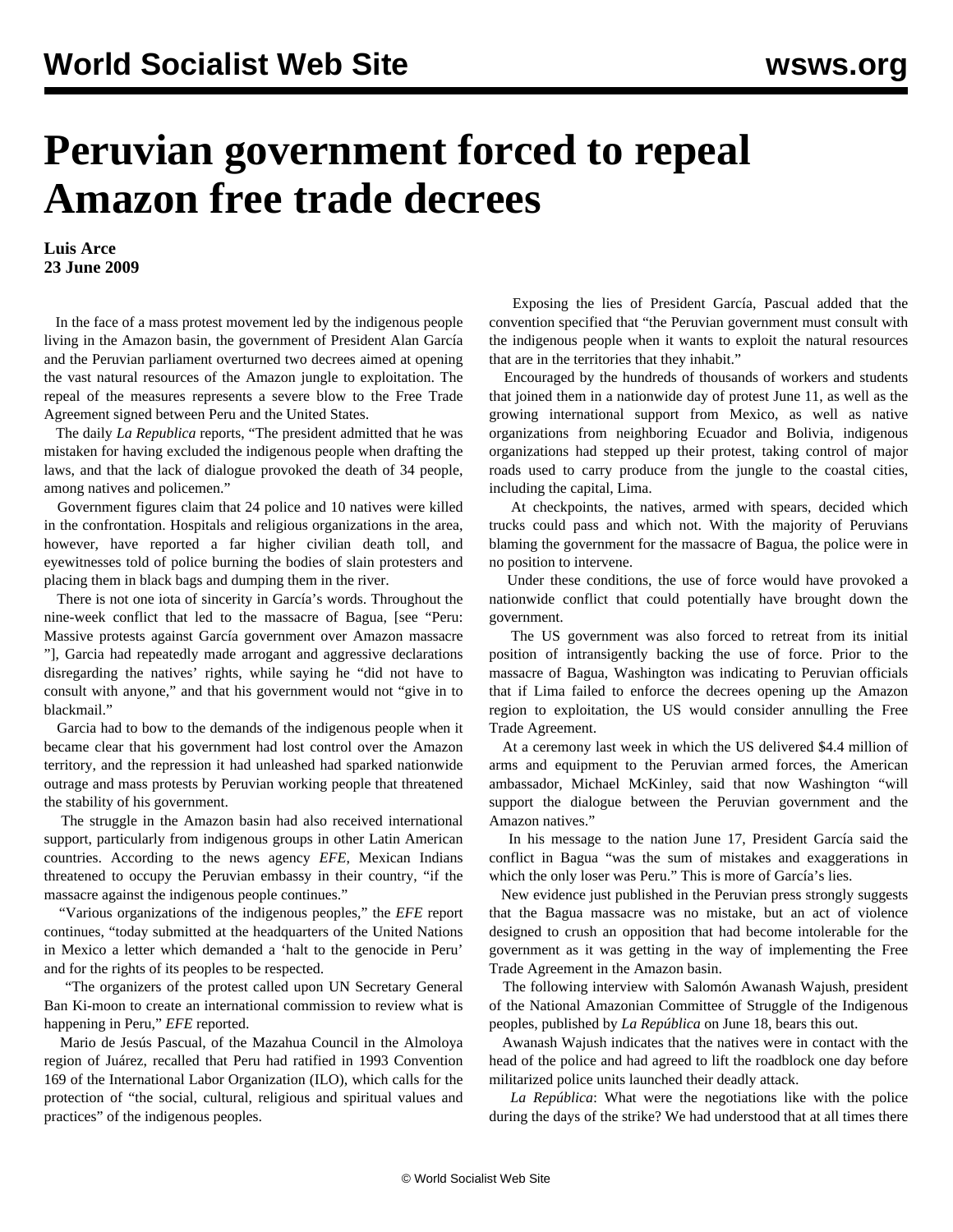# Peruvian government forced to repeal Amazon free trade decrees

**Luis Arce**
**23 June 2009**

In the face of a mass protest movement led by the indigenous people living in the Amazon basin, the government of President Alan García and the Peruvian parliament overturned two decrees aimed at opening the vast natural resources of the Amazon jungle to exploitation. The repeal of the measures represents a severe blow to the Free Trade Agreement signed between Peru and the United States.

The daily *La Republica* reports, "The president admitted that he was mistaken for having excluded the indigenous people when drafting the laws, and that the lack of dialogue provoked the death of 34 people, among natives and policemen."

Government figures claim that 24 police and 10 natives were killed in the confrontation. Hospitals and religious organizations in the area, however, have reported a far higher civilian death toll, and eyewitnesses told of police burning the bodies of slain protesters and placing them in black bags and dumping them in the river.

There is not one iota of sincerity in García's words. Throughout the nine-week conflict that led to the massacre of Bagua, [see "Peru: Massive protests against García government over Amazon massacre "], Garcia had repeatedly made arrogant and aggressive declarations disregarding the natives' rights, while saying he "did not have to consult with anyone," and that his government would not "give in to blackmail."

Garcia had to bow to the demands of the indigenous people when it became clear that his government had lost control over the Amazon territory, and the repression it had unleashed had sparked nationwide outrage and mass protests by Peruvian working people that threatened the stability of his government.

The struggle in the Amazon basin had also received international support, particularly from indigenous groups in other Latin American countries. According to the news agency *EFE*, Mexican Indians threatened to occupy the Peruvian embassy in their country, "if the massacre against the indigenous people continues."

"Various organizations of the indigenous peoples," the *EFE* report continues, "today submitted at the headquarters of the United Nations in Mexico a letter which demanded a 'halt to the genocide in Peru' and for the rights of its peoples to be respected.

"The organizers of the protest called upon UN Secretary General Ban Ki-moon to create an international commission to review what is happening in Peru," *EFE* reported.

Mario de Jesús Pascual, of the Mazahua Council in the Almoloya region of Juárez, recalled that Peru had ratified in 1993 Convention 169 of the International Labor Organization (ILO), which calls for the protection of "the social, cultural, religious and spiritual values and practices" of the indigenous peoples.

Exposing the lies of President García, Pascual added that the convention specified that "the Peruvian government must consult with the indigenous people when it wants to exploit the natural resources that are in the territories that they inhabit."

Encouraged by the hundreds of thousands of workers and students that joined them in a nationwide day of protest June 11, as well as the growing international support from Mexico, as well as native organizations from neighboring Ecuador and Bolivia, indigenous organizations had stepped up their protest, taking control of major roads used to carry produce from the jungle to the coastal cities, including the capital, Lima.

At checkpoints, the natives, armed with spears, decided which trucks could pass and which not. With the majority of Peruvians blaming the government for the massacre of Bagua, the police were in no position to intervene.

Under these conditions, the use of force would have provoked a nationwide conflict that could potentially have brought down the government.

The US government was also forced to retreat from its initial position of intransigently backing the use of force. Prior to the massacre of Bagua, Washington was indicating to Peruvian officials that if Lima failed to enforce the decrees opening up the Amazon region to exploitation, the US would consider annulling the Free Trade Agreement.

At a ceremony last week in which the US delivered $4.4 million of arms and equipment to the Peruvian armed forces, the American ambassador, Michael McKinley, said that now Washington "will support the dialogue between the Peruvian government and the Amazon natives."

In his message to the nation June 17, President García said the conflict in Bagua "was the sum of mistakes and exaggerations in which the only loser was Peru." This is more of García's lies.

New evidence just published in the Peruvian press strongly suggests that the Bagua massacre was no mistake, but an act of violence designed to crush an opposition that had become intolerable for the government as it was getting in the way of implementing the Free Trade Agreement in the Amazon basin.

The following interview with Salomón Awanash Wajush, president of the National Amazonian Committee of Struggle of the Indigenous peoples, published by *La República* on June 18, bears this out.

Awanash Wajush indicates that the natives were in contact with the head of the police and had agreed to lift the roadblock one day before militarized police units launched their deadly attack.

*La República*: What were the negotiations like with the police during the days of the strike? We had understood that at all times there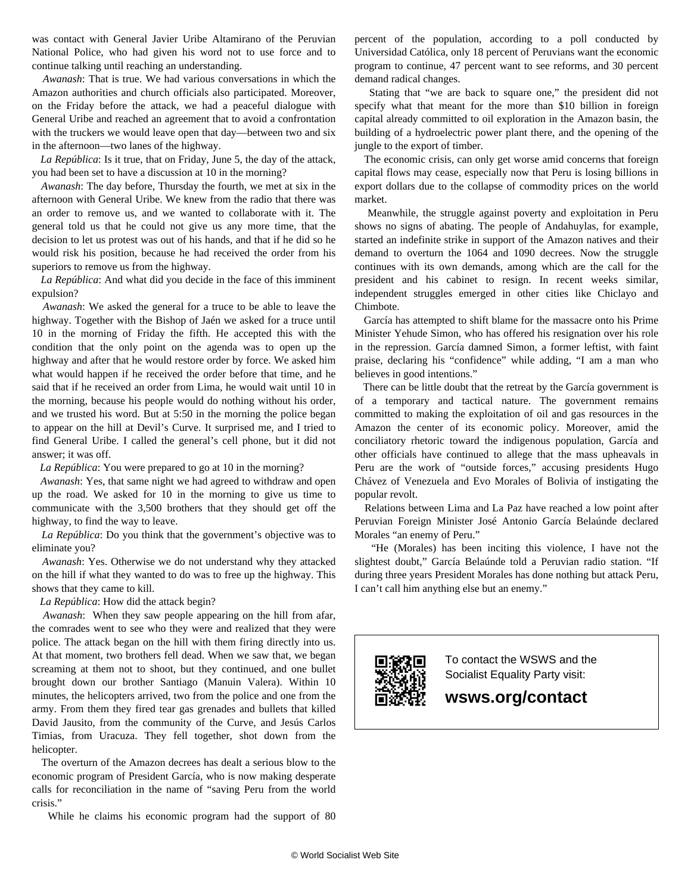was contact with General Javier Uribe Altamirano of the Peruvian National Police, who had given his word not to use force and to continue talking until reaching an understanding.

*Awanash*: That is true. We had various conversations in which the Amazon authorities and church officials also participated. Moreover, on the Friday before the attack, we had a peaceful dialogue with General Uribe and reached an agreement that to avoid a confrontation with the truckers we would leave open that day—between two and six in the afternoon—two lanes of the highway.

*La República*: Is it true, that on Friday, June 5, the day of the attack, you had been set to have a discussion at 10 in the morning?

*Awanash*: The day before, Thursday the fourth, we met at six in the afternoon with General Uribe. We knew from the radio that there was an order to remove us, and we wanted to collaborate with it. The general told us that he could not give us any more time, that the decision to let us protest was out of his hands, and that if he did so he would risk his position, because he had received the order from his superiors to remove us from the highway.

*La República*: And what did you decide in the face of this imminent expulsion?

*Awanash*: We asked the general for a truce to be able to leave the highway. Together with the Bishop of Jaén we asked for a truce until 10 in the morning of Friday the fifth. He accepted this with the condition that the only point on the agenda was to open up the highway and after that he would restore order by force. We asked him what would happen if he received the order before that time, and he said that if he received an order from Lima, he would wait until 10 in the morning, because his people would do nothing without his order, and we trusted his word. But at 5:50 in the morning the police began to appear on the hill at Devil's Curve. It surprised me, and I tried to find General Uribe. I called the general's cell phone, but it did not answer; it was off.

*La República*: You were prepared to go at 10 in the morning?

*Awanash*: Yes, that same night we had agreed to withdraw and open up the road. We asked for 10 in the morning to give us time to communicate with the 3,500 brothers that they should get off the highway, to find the way to leave.

*La República*: Do you think that the government's objective was to eliminate you?

*Awanash*: Yes. Otherwise we do not understand why they attacked on the hill if what they wanted to do was to free up the highway. This shows that they came to kill.

*La República*: How did the attack begin?

*Awanash*: When they saw people appearing on the hill from afar, the comrades went to see who they were and realized that they were police. The attack began on the hill with them firing directly into us. At that moment, two brothers fell dead. When we saw that, we began screaming at them not to shoot, but they continued, and one bullet brought down our brother Santiago (Manuin Valera). Within 10 minutes, the helicopters arrived, two from the police and one from the army. From them they fired tear gas grenades and bullets that killed David Jausito, from the community of the Curve, and Jesús Carlos Timias, from Uracuza. They fell together, shot down from the helicopter.

The overturn of the Amazon decrees has dealt a serious blow to the economic program of President García, who is now making desperate calls for reconciliation in the name of "saving Peru from the world crisis."

While he claims his economic program had the support of 80 percent of the population, according to a poll conducted by Universidad Católica, only 18 percent of Peruvians want the economic program to continue, 47 percent want to see reforms, and 30 percent demand radical changes.

Stating that "we are back to square one," the president did not specify what that meant for the more than $10 billion in foreign capital already committed to oil exploration in the Amazon basin, the building of a hydroelectric power plant there, and the opening of the jungle to the export of timber.

The economic crisis, can only get worse amid concerns that foreign capital flows may cease, especially now that Peru is losing billions in export dollars due to the collapse of commodity prices on the world market.

Meanwhile, the struggle against poverty and exploitation in Peru shows no signs of abating. The people of Andahuylas, for example, started an indefinite strike in support of the Amazon natives and their demand to overturn the 1064 and 1090 decrees. Now the struggle continues with its own demands, among which are the call for the president and his cabinet to resign. In recent weeks similar, independent struggles emerged in other cities like Chiclayo and Chimbote.

García has attempted to shift blame for the massacre onto his Prime Minister Yehude Simon, who has offered his resignation over his role in the repression. García damned Simon, a former leftist, with faint praise, declaring his "confidence" while adding, "I am a man who believes in good intentions."

There can be little doubt that the retreat by the García government is of a temporary and tactical nature. The government remains committed to making the exploitation of oil and gas resources in the Amazon the center of its economic policy. Moreover, amid the conciliatory rhetoric toward the indigenous population, García and other officials have continued to allege that the mass upheavals in Peru are the work of "outside forces," accusing presidents Hugo Chávez of Venezuela and Evo Morales of Bolivia of instigating the popular revolt.

Relations between Lima and La Paz have reached a low point after Peruvian Foreign Minister José Antonio García Belaúnde declared Morales "an enemy of Peru."

"He (Morales) has been inciting this violence, I have not the slightest doubt," García Belaúnde told a Peruvian radio station. "If during three years President Morales has done nothing but attack Peru, I can't call him anything else but an enemy."

To contact the WSWS and the Socialist Equality Party visit:

**wsws.org/contact**